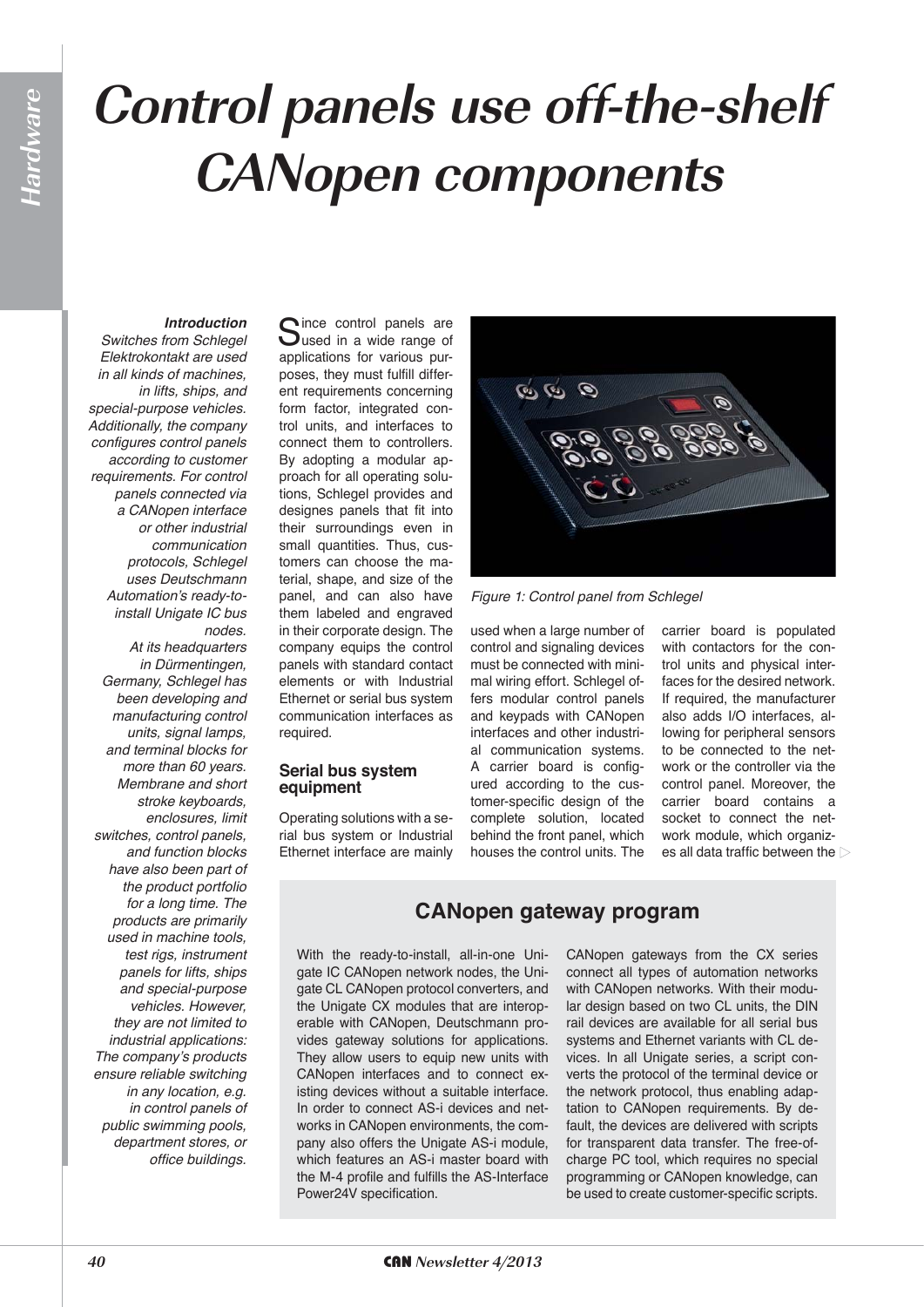# Control panels use off-the-shelf CANopen components

***Introduction***

*Switches from Schlegel Elektrokontakt are used in all kinds of machines, in lifts, ships, and special-purpose vehicles. Additionally, the company configures control panels according to customer requirements. For control panels connected via a CANopen interface or other industrial communication protocols, Schlegel uses Deutschmann Automation's ready-to-install Unigate IC bus nodes.*

*At its headquarters in Dürmentingen, Germany, Schlegel has been developing and manufacturing control units, signal lamps, and terminal blocks for more than 60 years. Membrane and short stroke keyboards, enclosures, limit switches, control panels, and function blocks have also been part of the product portfolio for a long time. The products are primarily used in machine tools, test rigs, instrument panels for lifts, ships and special-purpose vehicles. However, they are not limited to industrial applications: The company's products ensure reliable switching in any location, e.g. in control panels of public swimming pools, department stores, or office buildings.*

Since control panels are used in a wide range of applications for various purposes, they must fulfill different requirements concerning form factor, integrated control units, and interfaces to connect them to controllers. By adopting a modular approach for all operating solutions, Schlegel provides and designes panels that fit into their surroundings even in small quantities. Thus, customers can choose the material, shape, and size of the panel, and can also have them labeled and engraved in their corporate design. The company equips the control panels with standard contact elements or with Industrial Ethernet or serial bus system communication interfaces as required.

Figure 1: Control panel from Schlegel

## Serial bus system equipment

Operating solutions with a serial bus system or Industrial Ethernet interface are mainly used when a large number of control and signaling devices must be connected with minimal wiring effort. Schlegel offers modular control panels and keypads with CANopen interfaces and other industrial communication systems. A carrier board is configured according to the customer-specific design of the complete solution, located behind the front panel, which houses the control units. The carrier board is populated with contactors for the control units and physical interfaces for the desired network. If required, the manufacturer also adds I/O interfaces, allowing for peripheral sensors to be connected to the network or the controller via the control panel. Moreover, the carrier board contains a socket to connect the network module, which organizes all data traffic between the

## CANopen gateway program

With the ready-to-install, all-in-one Unigate IC CANopen network nodes, the Unigate CL CANopen protocol converters, and the Unigate CX modules that are interoperable with CANopen, Deutschmann provides gateway solutions for applications. They allow users to equip new units with CANopen interfaces and to connect existing devices without a suitable interface. In order to connect AS-i devices and networks in CANopen environments, the company also offers the Unigate AS-i module, which features an AS-i master board with the M-4 profile and fulfills the AS-Interface Power24V specification.

CANopen gateways from the CX series connect all types of automation networks with CANopen networks. With their modular design based on two CL units, the DIN rail devices are available for all serial bus systems and Ethernet variants with CL devices. In all Unigate series, a script converts the protocol of the terminal device or the network protocol, thus enabling adaptation to CANopen requirements. By default, the devices are delivered with scripts for transparent data transfer. The free-of-charge PC tool, which requires no special programming or CANopen knowledge, can be used to create customer-specific scripts.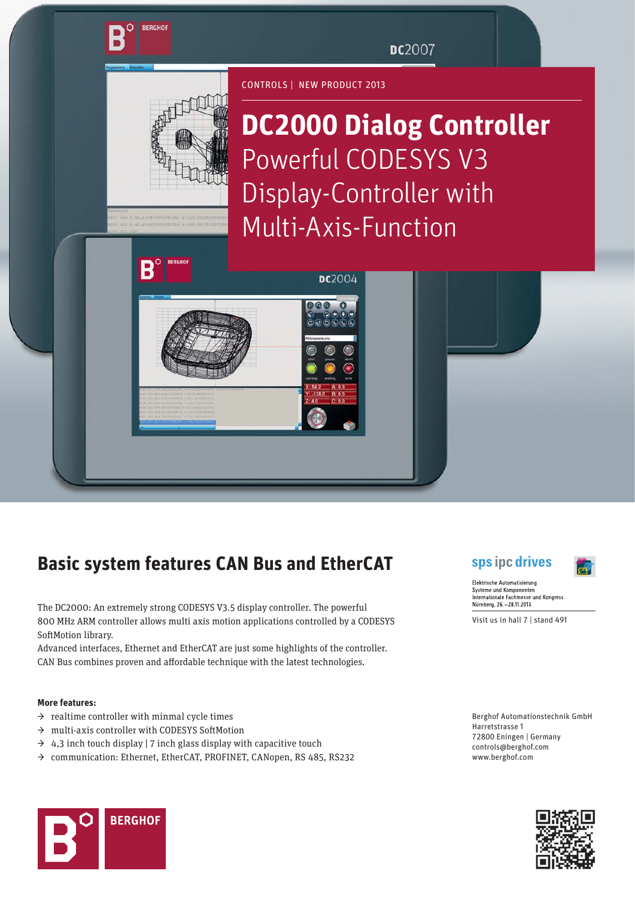CONTROLS | NEW PRODUCT 2013

# DC2000 Dialog Controller

Powerful CODESYS V3 Display-Controller with Multi-Axis-Function

## Basic system features CAN Bus and EtherCAT

The DC2000: An extremely strong CODESYS V3.5 display controller. The powerful 800 MHz ARM controller allows multi axis motion applications controlled by a CODESYS SoftMotion library.
Advanced interfaces, Ethernet and EtherCAT are just some highlights of the controller. CAN Bus combines proven and affordable technique with the latest technologies.

**More features:**

- → realtime controller with minmal cycle times
- → multi-axis controller with CODESYS SoftMotion
- → 4,3 inch touch display | 7 inch glass display with capacitive touch
- → communication: Ethernet, EtherCAT, PROFINET, CANopen, RS 485, RS232

sps ipc drives

Elektrische Automatisierung
Systeme und Komponenten
Internationale Fachmesse und Kongress
Nürnberg, 26.–28.11.2013

Visit us in hall 7 | stand 491

Berghof Automationstechnik GmbH
Harretstrasse 1
72800 Eningen | Germany
controls@berghof.com
www.berghof.com

BERGHOF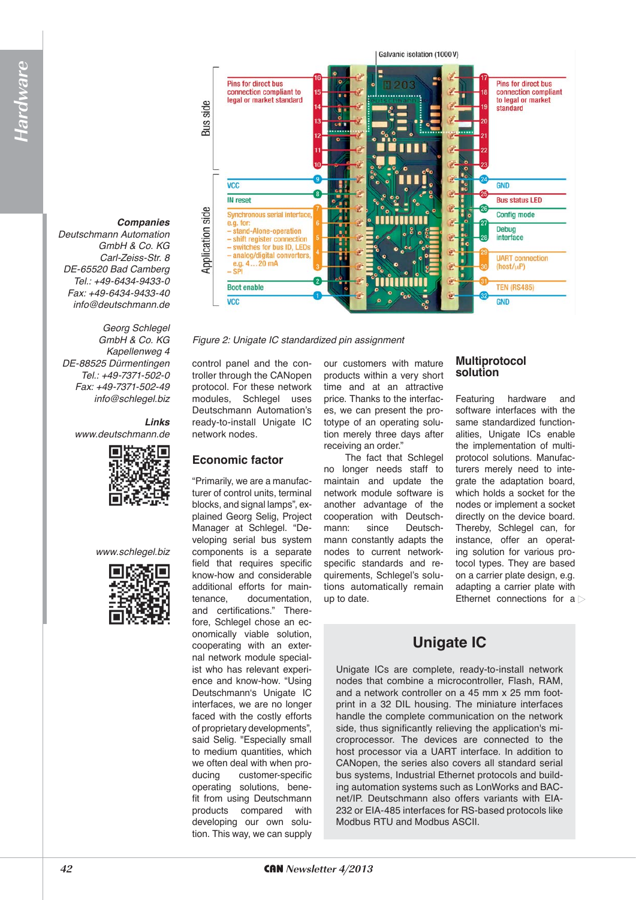**Companies**

Deutschmann Automation GmbH & Co. KG
Carl-Zeiss-Str. 8
DE-65520 Bad Camberg
Tel.: +49-6434-9433-0
Fax: +49-6434-9433-40
info@deutschmann.de

Georg Schlegel GmbH & Co. KG
Kapellenweg 4
DE-88525 Dürmentingen
Tel.: +49-7371-502-0
Fax: +49-7371-502-49
info@schlegel.biz

**Links**

www.deutschmann.de

www.schlegel.biz

Figure 2: Unigate IC standardized pin assignment

control panel and the controller through the CANopen protocol. For these network modules, Schlegel uses Deutschmann Automation's ready-to-install Unigate IC network nodes.

## Economic factor

"Primarily, we are a manufacturer of control units, terminal blocks, and signal lamps", explained Georg Selig, Project Manager at Schlegel. "Developing serial bus system components is a separate field that requires specific know-how and considerable additional efforts for maintenance, documentation, and certifications." Therefore, Schlegel chose an economically viable solution, cooperating with an external network module specialist who has relevant experience and know-how. "Using Deutschmann's Unigate IC interfaces, we are no longer faced with the costly efforts of proprietary developments", said Selig. "Especially small to medium quantities, which we often deal with when producing customer-specific operating solutions, benefit from using Deutschmann products compared with developing our own solution. This way, we can supply our customers with mature products within a very short time and at an attractive price. Thanks to the interfaces, we can present the prototype of an operating solution merely three days after receiving an order."

The fact that Schlegel no longer needs staff to maintain and update the network module software is another advantage of the cooperation with Deutschmann: since Deutschmann constantly adapts the nodes to current network-specific standards and requirements, Schlegel's solutions automatically remain up to date.

## Multiprotocol solution

Featuring hardware and software interfaces with the same standardized functionalities, Unigate ICs enable the implementation of multiprotocol solutions. Manufacturers merely need to integrate the adaptation board, which holds a socket for the nodes or implement a socket directly on the device board. Thereby, Schlegel can, for instance, offer an operating solution for various protocol types. They are based on a carrier plate design, e.g. adapting a carrier plate with Ethernet connections for a ▷

## Unigate IC

Unigate ICs are complete, ready-to-install network nodes that combine a microcontroller, Flash, RAM, and a network controller on a 45 mm x 25 mm footprint in a 32 DIL housing. The miniature interfaces handle the complete communication on the network side, thus significantly relieving the application's microprocessor. The devices are connected to the host processor via a UART interface. In addition to CANopen, the series also covers all standard serial bus systems, Industrial Ethernet protocols and building automation systems such as LonWorks and BACnet/IP. Deutschmann also offers variants with EIA-232 or EIA-485 interfaces for RS-based protocols like Modbus RTU and Modbus ASCII.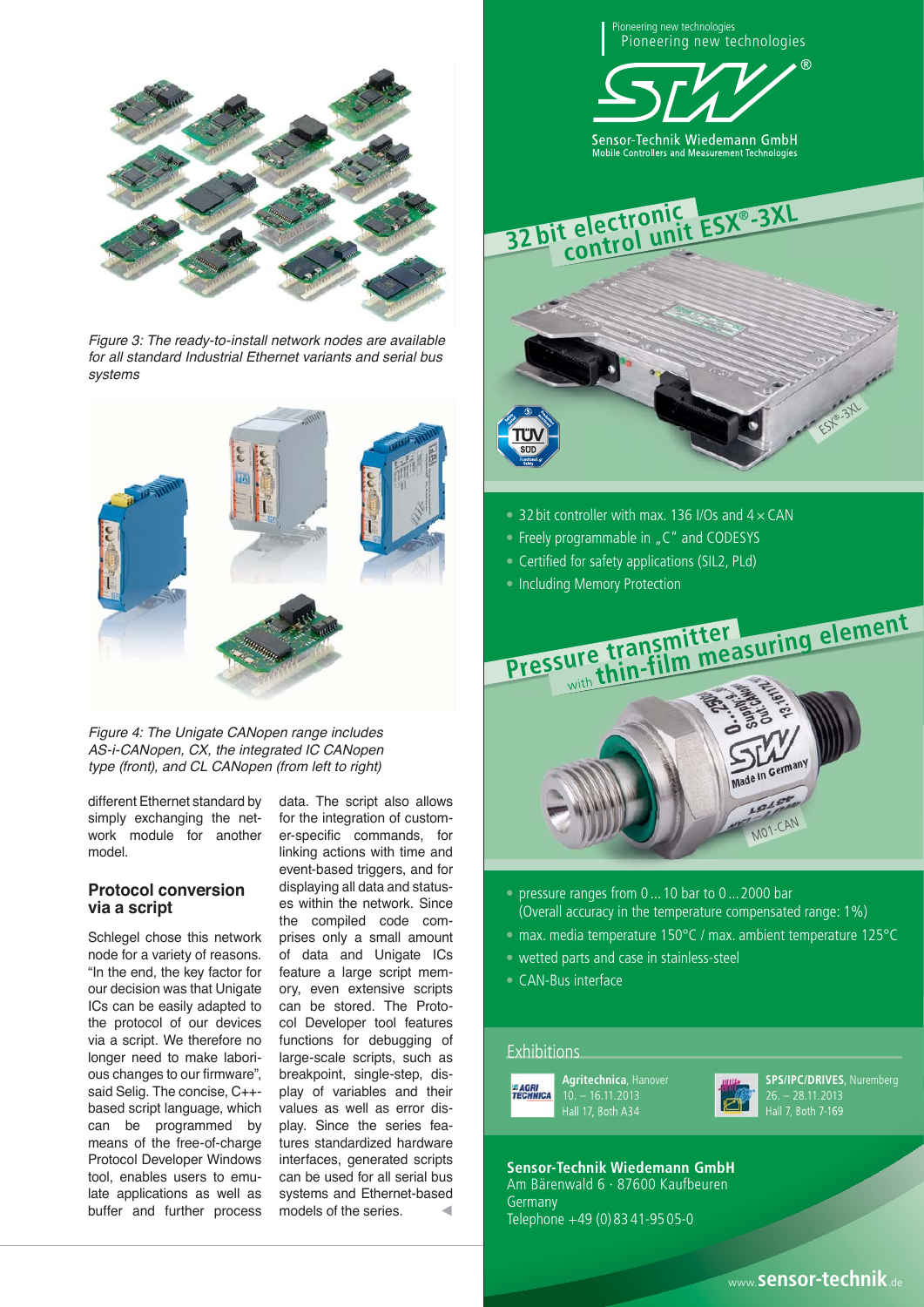*Figure 3: The ready-to-install network nodes are available for all standard Industrial Ethernet variants and serial bus systems*

*Figure 4: The Unigate CANopen range includes AS-i-CANopen, CX, the integrated IC CANopen type (front), and CL CANopen (from left to right)*

different Ethernet standard by simply exchanging the network module for another model.

## Protocol conversion via a script

Schlegel chose this network node for a variety of reasons. "In the end, the key factor for our decision was that Unigate ICs can be easily adapted to the protocol of our devices via a script. We therefore no longer need to make laborious changes to our firmware", said Selig. The concise, C++-based script language, which can be programmed by means of the free-of-charge Protocol Developer Windows tool, enables users to emulate applications as well as buffer and further process data. The script also allows for the integration of customer-specific commands, for linking actions with time and event-based triggers, and for displaying all data and statuses within the network. Since the compiled code comprises only a small amount of data and Unigate ICs feature a large script memory, even extensive scripts can be stored. The Protocol Developer tool features functions for debugging of large-scale scripts, such as breakpoint, single-step, display of variables and their values as well as error display. Since the series features standardized hardware interfaces, generated scripts can be used for all serial bus systems and Ethernet-based models of the series. ◄

---

Pioneering new technologies

Sensor-Technik Wiedemann GmbH
Mobile Controllers and Measurement Technologies

## 32 bit electronic control unit ESX®-3XL

- 32 bit controller with max. 136 I/Os and 4 × CAN
- Freely programmable in „C" and CODESYS
- Certified for safety applications (SIL2, PLd)
- Including Memory Protection

## Pressure transmitter with thin-film measuring element

- pressure ranges from 0 ... 10 bar to 0 ... 2000 bar (Overall accuracy in the temperature compensated range: 1%)
- max. media temperature 150°C / max. ambient temperature 125°C
- wetted parts and case in stainless-steel
- CAN-Bus interface

### Exhibitions

**Agritechnica**, Hanover
10. – 16.11.2013
Hall 17, Both A34

**SPS/IPC/DRIVES**, Nuremberg
26. – 28.11.2013
Hall 7, Both 7-169

**Sensor-Technik Wiedemann GmbH**
Am Bärenwald 6 · 87600 Kaufbeuren
Germany
Telephone +49 (0) 83 41-95 05-0

www.sensor-technik.de